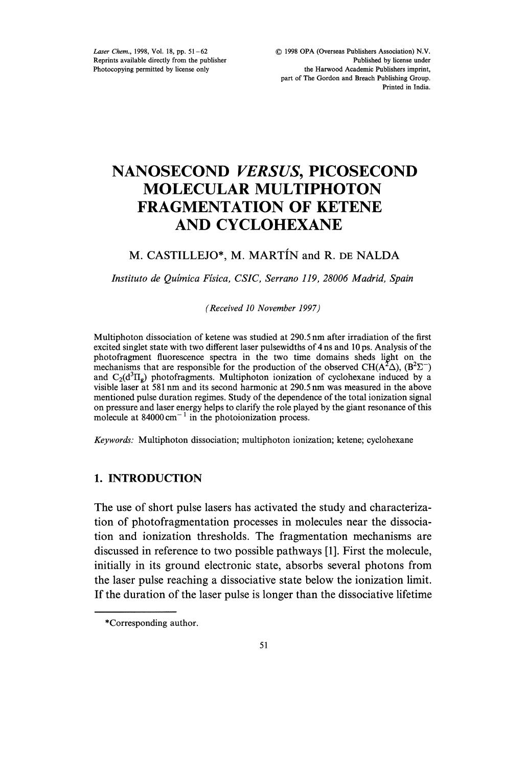# NANOSECOND *VERSUS*, PICOSECOND MOLECULAR MULTIPHOTON FRAGMENTATION OF KETENE AND CYCLOHEXANE

M. CASTILLEJO*, M. MARTÍN and R. DE NALDA

*Instituto de Química Física, CSIC, Serrano 119, 28006 Madrid, Spain*

*(Received 10 November 1997)*

Multiphoton dissociation of ketene was studied at 290.5 nm after irradiation of the first excited singlet state with two different laser pulsewidths of 4 ns and 10 ps. Analysis of the photofragment fluorescence spectra in the two time domains sheds light on the mechanisms that are responsible for the production of the observed $CH(A^2\Delta)$, $(B^2\Sigma^-)$ and $C_2(d^3\Pi_g)$ photofragments. Multiphoton ionization of cyclohexane induced by a visible laser at 581 nm and its second harmonic at 290.5 nm was measured in the above mentioned pulse duration regimes. Study of the dependence of the total ionization signal on pressure and laser energy helps to clarify the role played by the giant resonance of this molecule at $84000\,cm^{-1}$ in the photoionization process.

*Keywords:* Multiphoton dissociation; multiphoton ionization; ketene; cyclohexane

## 1. INTRODUCTION

The use of short pulse lasers has activated the study and characterization of photofragmentation processes in molecules near the dissociation and ionization thresholds. The fragmentation mechanisms are discussed in reference to two possible pathways [1]. First the molecule, initially in its ground electronic state, absorbs several photons from the laser pulse reaching a dissociative state below the ionization limit. If the duration of the laser pulse is longer than the dissociative lifetime

*Corresponding author.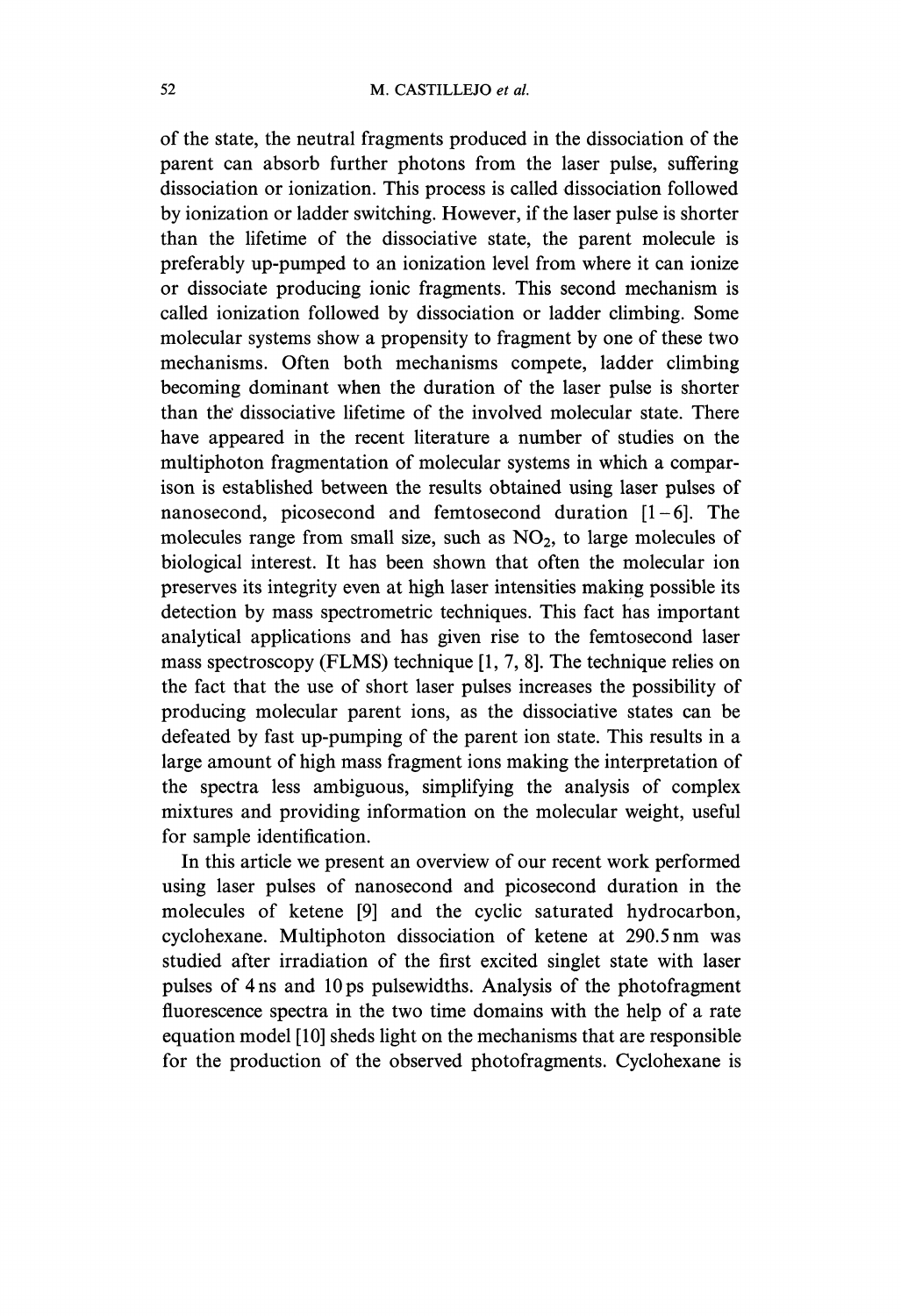of the state, the neutral fragments produced in the dissociation of the parent can absorb further photons from the laser pulse, suffering dissociation or ionization. This process is called dissociation followed by ionization or ladder switching. However, if the laser pulse is shorter than the lifetime of the dissociative state, the parent molecule is preferably up-pumped to an ionization level from where it can ionize or dissociate producing ionic fragments. This second mechanism is called ionization followed by dissociation or ladder climbing. Some molecular systems show a propensity to fragment by one of these two mechanisms. Often both mechanisms compete, ladder climbing becoming dominant when the duration of the laser pulse is shorter than the dissociative lifetime of the involved molecular state. There have appeared in the recent literature a number of studies on the multiphoton fragmentation of molecular systems in which a comparison is established between the results obtained using laser pulses of nanosecond, picosecond and femtosecond duration [1–6]. The molecules range from small size, such as $NO_2$, to large molecules of biological interest. It has been shown that often the molecular ion preserves its integrity even at high laser intensities making possible its detection by mass spectrometric techniques. This fact has important analytical applications and has given rise to the femtosecond laser mass spectroscopy (FLMS) technique [1, 7, 8]. The technique relies on the fact that the use of short laser pulses increases the possibility of producing molecular parent ions, as the dissociative states can be defeated by fast up-pumping of the parent ion state. This results in a large amount of high mass fragment ions making the interpretation of the spectra less ambiguous, simplifying the analysis of complex mixtures and providing information on the molecular weight, useful for sample identification.

In this article we present an overview of our recent work performed using laser pulses of nanosecond and picosecond duration in the molecules of ketene [9] and the cyclic saturated hydrocarbon, cyclohexane. Multiphoton dissociation of ketene at 290.5 nm was studied after irradiation of the first excited singlet state with laser pulses of 4 ns and 10 ps pulsewidths. Analysis of the photofragment fluorescence spectra in the two time domains with the help of a rate equation model [10] sheds light on the mechanisms that are responsible for the production of the observed photofragments. Cyclohexane is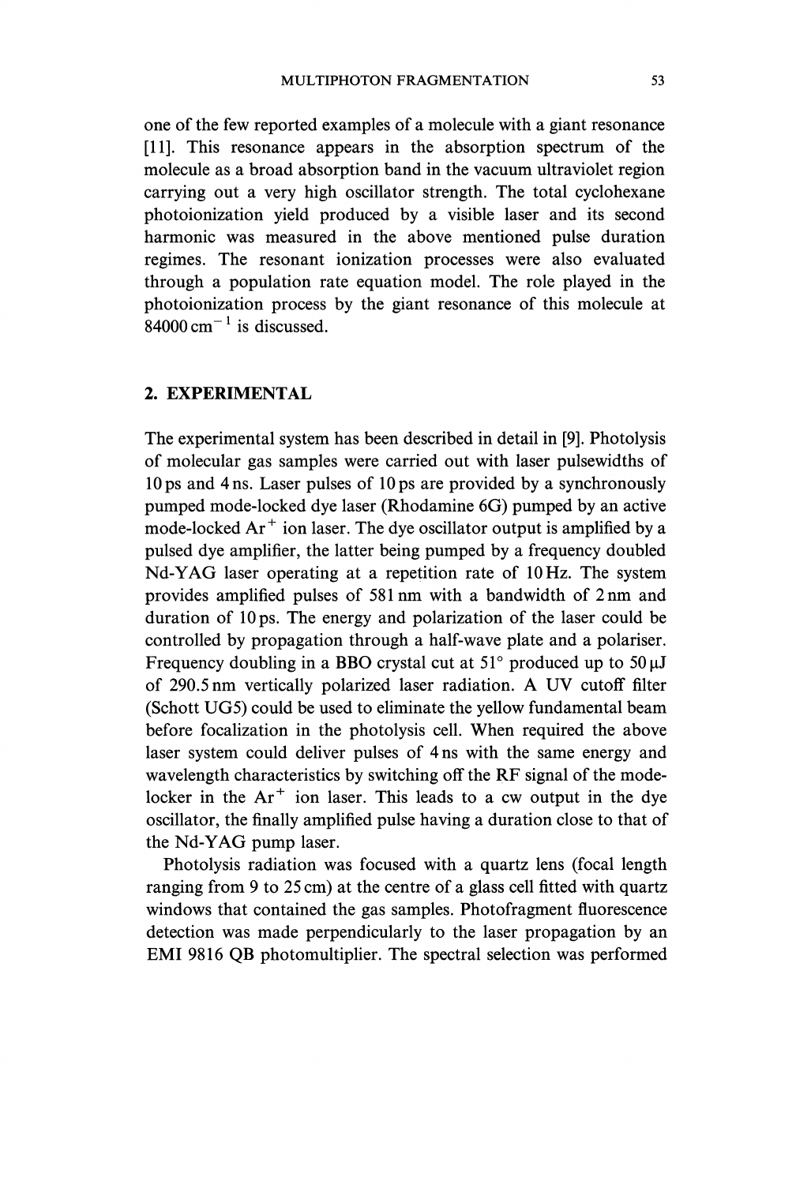one of the few reported examples of a molecule with a giant resonance [11]. This resonance appears in the absorption spectrum of the molecule as a broad absorption band in the vacuum ultraviolet region carrying out a very high oscillator strength. The total cyclohexane photoionization yield produced by a visible laser and its second harmonic was measured in the above mentioned pulse duration regimes. The resonant ionization processes were also evaluated through a population rate equation model. The role played in the photoionization process by the giant resonance of this molecule at 84000 $cm^{-1}$ is discussed.

## 2. EXPERIMENTAL

The experimental system has been described in detail in [9]. Photolysis of molecular gas samples were carried out with laser pulsewidths of 10 ps and 4 ns. Laser pulses of 10 ps are provided by a synchronously pumped mode-locked dye laser (Rhodamine 6G) pumped by an active mode-locked $Ar^+$ ion laser. The dye oscillator output is amplified by a pulsed dye amplifier, the latter being pumped by a frequency doubled Nd-YAG laser operating at a repetition rate of 10 Hz. The system provides amplified pulses of 581 nm with a bandwidth of 2 nm and duration of 10 ps. The energy and polarization of the laser could be controlled by propagation through a half-wave plate and a polariser. Frequency doubling in a BBO crystal cut at 51° produced up to 50 μJ of 290.5 nm vertically polarized laser radiation. A UV cutoff filter (Schott UG5) could be used to eliminate the yellow fundamental beam before focalization in the photolysis cell. When required the above laser system could deliver pulses of 4 ns with the same energy and wavelength characteristics by switching off the RF signal of the mode-locker in the $Ar^+$ ion laser. This leads to a cw output in the dye oscillator, the finally amplified pulse having a duration close to that of the Nd-YAG pump laser.

Photolysis radiation was focused with a quartz lens (focal length ranging from 9 to 25 cm) at the centre of a glass cell fitted with quartz windows that contained the gas samples. Photofragment fluorescence detection was made perpendicularly to the laser propagation by an EMI 9816 QB photomultiplier. The spectral selection was performed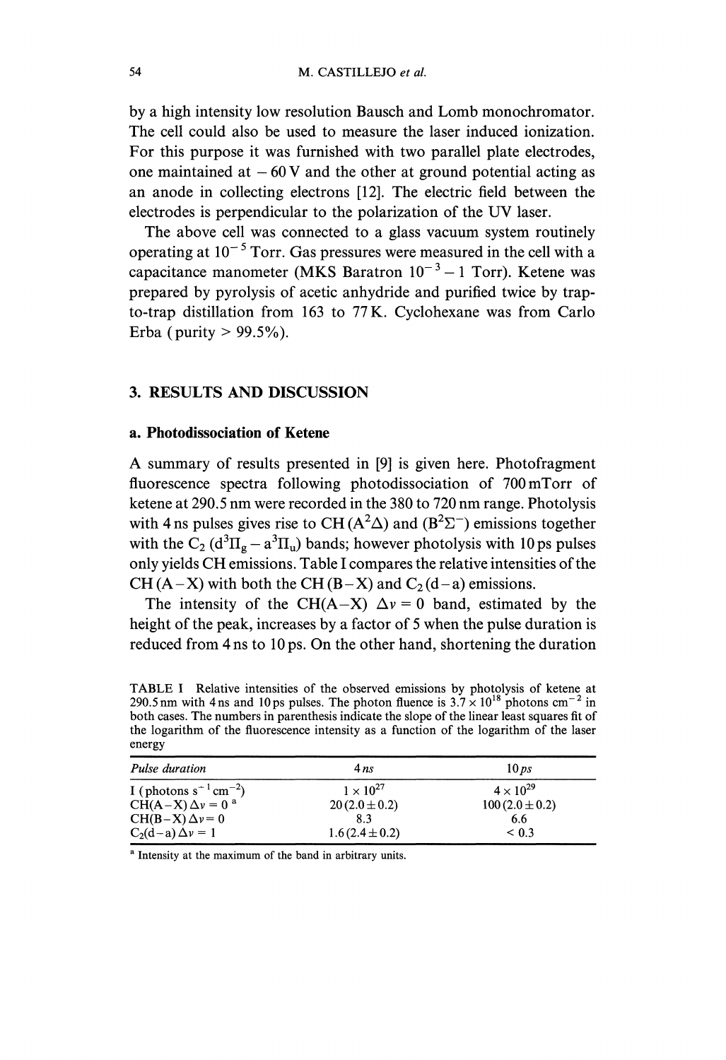by a high intensity low resolution Bausch and Lomb monochromator. The cell could also be used to measure the laser induced ionization. For this purpose it was furnished with two parallel plate electrodes, one maintained at $-60$ V and the other at ground potential acting as an anode in collecting electrons [12]. The electric field between the electrodes is perpendicular to the polarization of the UV laser.

The above cell was connected to a glass vacuum system routinely operating at $10^{-5}$ Torr. Gas pressures were measured in the cell with a capacitance manometer (MKS Baratron $10^{-3}-1$ Torr). Ketene was prepared by pyrolysis of acetic anhydride and purified twice by trap-to-trap distillation from 163 to 77 K. Cyclohexane was from Carlo Erba (purity > 99.5%).

## 3. RESULTS AND DISCUSSION

### a. Photodissociation of Ketene

A summary of results presented in [9] is given here. Photofragment fluorescence spectra following photodissociation of 700 mTorr of ketene at 290.5 nm were recorded in the 380 to 720 nm range. Photolysis with 4 ns pulses gives rise to CH ($A^2\Delta$) and ($B^2\Sigma^-$) emissions together with the $C_2$ ($d^3\Pi_g - a^3\Pi_u$) bands; however photolysis with 10 ps pulses only yields CH emissions. Table I compares the relative intensities of the CH (A – X) with both the CH (B – X) and $C_2$ (d – a) emissions.

The intensity of the CH(A–X) $\Delta v = 0$ band, estimated by the height of the peak, increases by a factor of 5 when the pulse duration is reduced from 4 ns to 10 ps. On the other hand, shortening the duration

TABLE I Relative intensities of the observed emissions by photolysis of ketene at 290.5 nm with 4 ns and 10 ps pulses. The photon fluence is $3.7 \times 10^{18}$ photons cm$^{-2}$ in both cases. The numbers in parenthesis indicate the slope of the linear least squares fit of the logarithm of the fluorescence intensity as a function of the logarithm of the laser energy

| *Pulse duration* | *4 ns* | *10 ps* |
|---|---|---|
| I (photons s$^{-1}$ cm$^{-2}$) | $1 \times 10^{27}$ | $4 \times 10^{29}$ |
| CH(A – X) $\Delta v = 0$ [a] | 20 (2.0 ± 0.2) | 100 (2.0 ± 0.2) |
| CH(B – X) $\Delta v = 0$ | 8.3 | 6.6 |
| $C_2$(d – a) $\Delta v = 1$ | 1.6 (2.4 ± 0.2) | < 0.3 |

[a] Intensity at the maximum of the band in arbitrary units.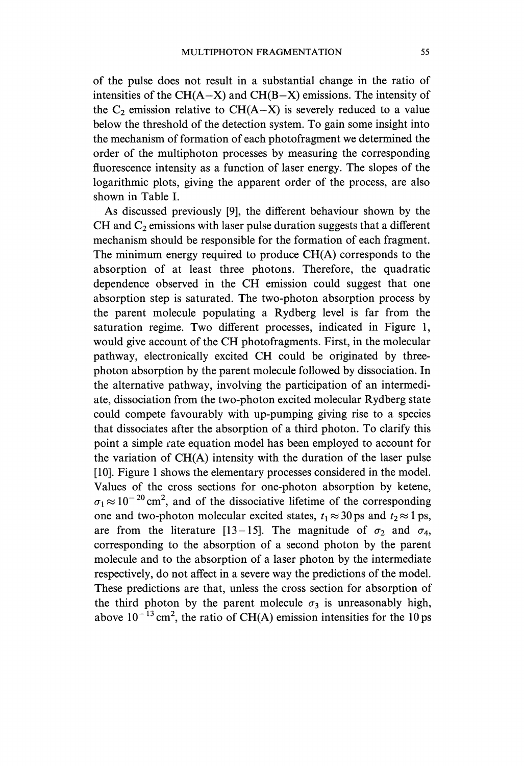of the pulse does not result in a substantial change in the ratio of intensities of the CH(A–X) and CH(B–X) emissions. The intensity of the $C_2$ emission relative to CH(A–X) is severely reduced to a value below the threshold of the detection system. To gain some insight into the mechanism of formation of each photofragment we determined the order of the multiphoton processes by measuring the corresponding fluorescence intensity as a function of laser energy. The slopes of the logarithmic plots, giving the apparent order of the process, are also shown in Table I.

As discussed previously [9], the different behaviour shown by the CH and $C_2$ emissions with laser pulse duration suggests that a different mechanism should be responsible for the formation of each fragment. The minimum energy required to produce CH(A) corresponds to the absorption of at least three photons. Therefore, the quadratic dependence observed in the CH emission could suggest that one absorption step is saturated. The two-photon absorption process by the parent molecule populating a Rydberg level is far from the saturation regime. Two different processes, indicated in Figure 1, would give account of the CH photofragments. First, in the molecular pathway, electronically excited CH could be originated by three-photon absorption by the parent molecule followed by dissociation. In the alternative pathway, involving the participation of an intermediate, dissociation from the two-photon excited molecular Rydberg state could compete favourably with up-pumping giving rise to a species that dissociates after the absorption of a third photon. To clarify this point a simple rate equation model has been employed to account for the variation of CH(A) intensity with the duration of the laser pulse [10]. Figure 1 shows the elementary processes considered in the model. Values of the cross sections for one-photon absorption by ketene, $\sigma_1 \approx 10^{-20}\,\text{cm}^2$, and of the dissociative lifetime of the corresponding one and two-photon molecular excited states, $t_1 \approx 30\,\text{ps}$ and $t_2 \approx 1\,\text{ps}$, are from the literature [13–15]. The magnitude of $\sigma_2$ and $\sigma_4$, corresponding to the absorption of a second photon by the parent molecule and to the absorption of a laser photon by the intermediate respectively, do not affect in a severe way the predictions of the model. These predictions are that, unless the cross section for absorption of the third photon by the parent molecule $\sigma_3$ is unreasonably high, above $10^{-13}\,\text{cm}^2$, the ratio of CH(A) emission intensities for the 10 ps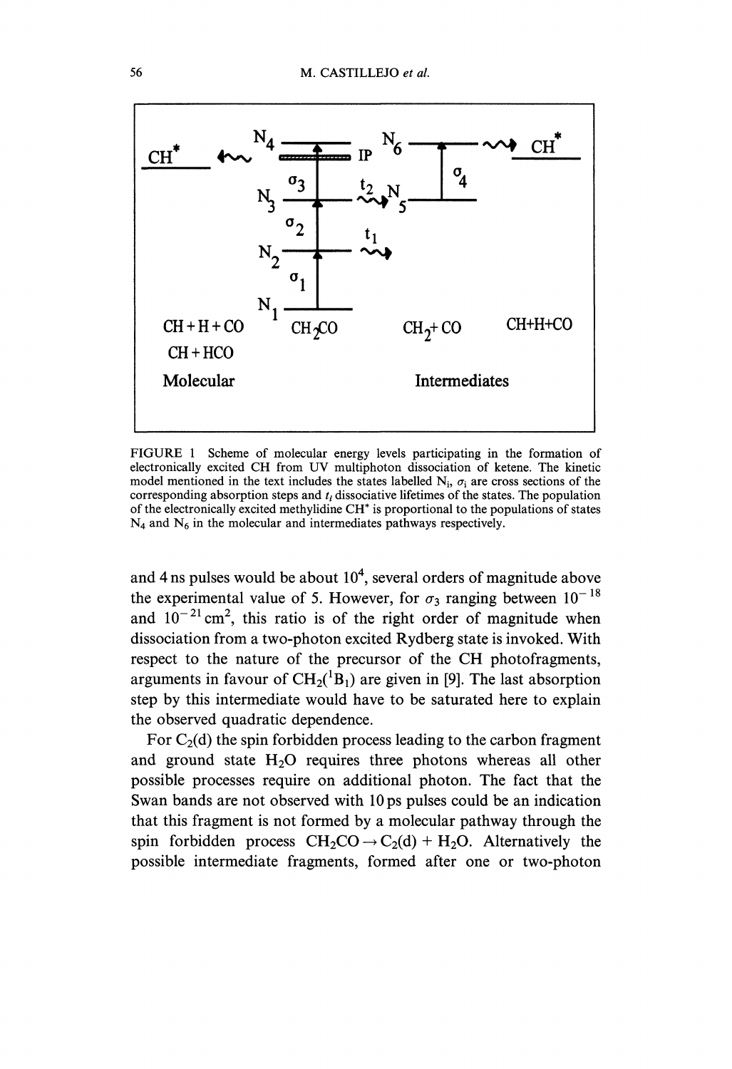FIGURE 1 Scheme of molecular energy levels participating in the formation of electronically excited CH from UV multiphoton dissociation of ketene. The kinetic model mentioned in the text includes the states labelled $N_i$, $\sigma_i$ are cross sections of the corresponding absorption steps and $t_i$ dissociative lifetimes of the states. The population of the electronically excited methylidine $CH^*$ is proportional to the populations of states $N_4$ and $N_6$ in the molecular and intermediates pathways respectively.

and 4 ns pulses would be about $10^4$, several orders of magnitude above the experimental value of 5. However, for $\sigma_3$ ranging between $10^{-18}$ and $10^{-21}$ cm$^2$, this ratio is of the right order of magnitude when dissociation from a two-photon excited Rydberg state is invoked. With respect to the nature of the precursor of the CH photofragments, arguments in favour of $CH_2(^1B_1)$ are given in [9]. The last absorption step by this intermediate would have to be saturated here to explain the observed quadratic dependence.

For $C_2$(d) the spin forbidden process leading to the carbon fragment and ground state $H_2O$ requires three photons whereas all other possible processes require on additional photon. The fact that the Swan bands are not observed with 10 ps pulses could be an indication that this fragment is not formed by a molecular pathway through the spin forbidden process $CH_2CO \rightarrow C_2(d) + H_2O$. Alternatively the possible intermediate fragments, formed after one or two-photon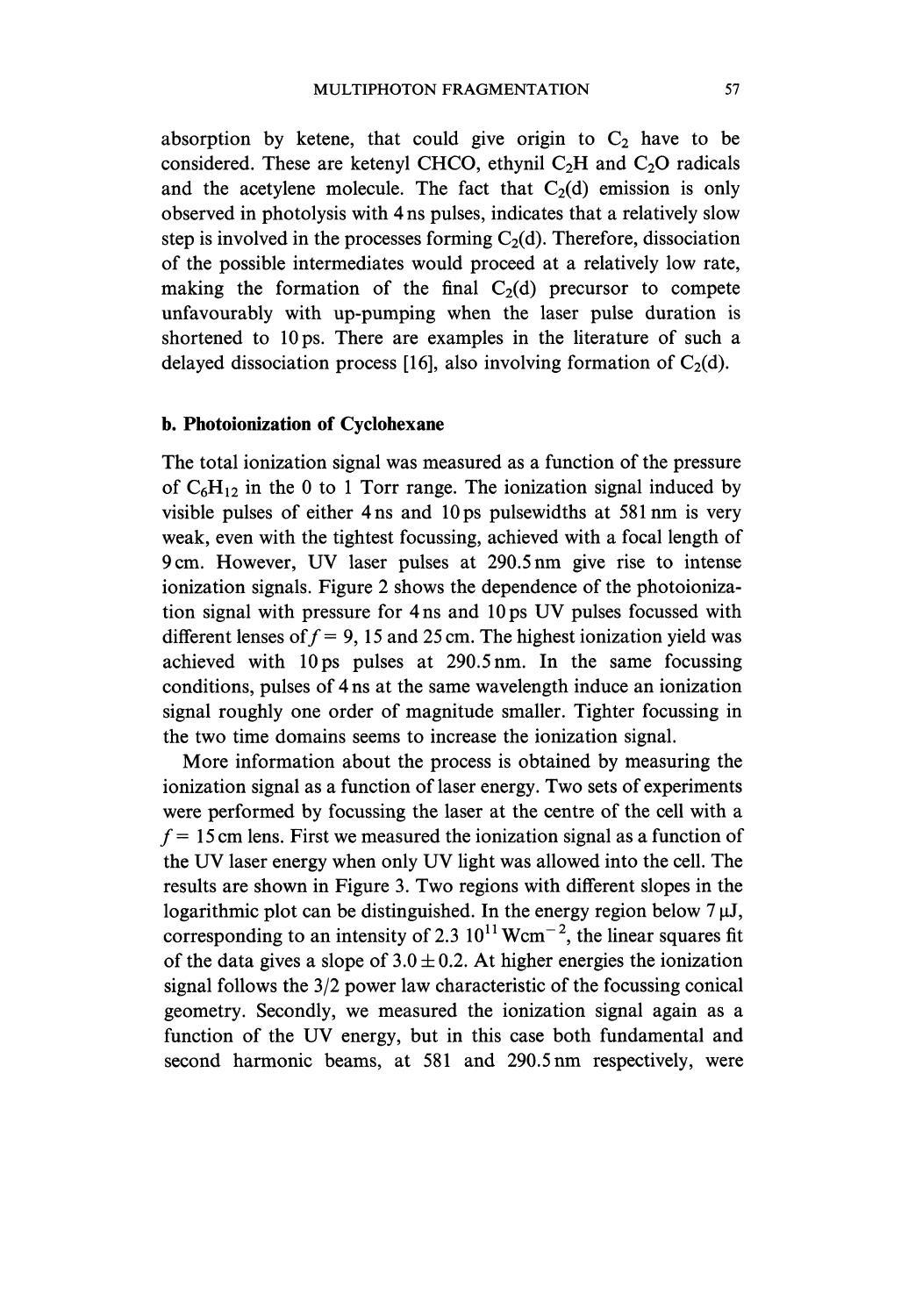absorption by ketene, that could give origin to $C_2$ have to be considered. These are ketenyl CHCO, ethynil $C_2H$ and $C_2O$ radicals and the acetylene molecule. The fact that $C_2$(d) emission is only observed in photolysis with 4 ns pulses, indicates that a relatively slow step is involved in the processes forming $C_2$(d). Therefore, dissociation of the possible intermediates would proceed at a relatively low rate, making the formation of the final $C_2$(d) precursor to compete unfavourably with up-pumping when the laser pulse duration is shortened to 10 ps. There are examples in the literature of such a delayed dissociation process [16], also involving formation of $C_2$(d).

### b. Photoionization of Cyclohexane

The total ionization signal was measured as a function of the pressure of $C_6H_{12}$ in the 0 to 1 Torr range. The ionization signal induced by visible pulses of either 4 ns and 10 ps pulsewidths at 581 nm is very weak, even with the tightest focussing, achieved with a focal length of 9 cm. However, UV laser pulses at 290.5 nm give rise to intense ionization signals. Figure 2 shows the dependence of the photoionization signal with pressure for 4 ns and 10 ps UV pulses focussed with different lenses of $f = 9$, 15 and 25 cm. The highest ionization yield was achieved with 10 ps pulses at 290.5 nm. In the same focussing conditions, pulses of 4 ns at the same wavelength induce an ionization signal roughly one order of magnitude smaller. Tighter focussing in the two time domains seems to increase the ionization signal.

More information about the process is obtained by measuring the ionization signal as a function of laser energy. Two sets of experiments were performed by focussing the laser at the centre of the cell with a $f = 15$ cm lens. First we measured the ionization signal as a function of the UV laser energy when only UV light was allowed into the cell. The results are shown in Figure 3. Two regions with different slopes in the logarithmic plot can be distinguished. In the energy region below 7 μJ, corresponding to an intensity of $2.3\ 10^{11}$ $Wcm^{-2}$, the linear squares fit of the data gives a slope of $3.0 \pm 0.2$. At higher energies the ionization signal follows the 3/2 power law characteristic of the focussing conical geometry. Secondly, we measured the ionization signal again as a function of the UV energy, but in this case both fundamental and second harmonic beams, at 581 and 290.5 nm respectively, were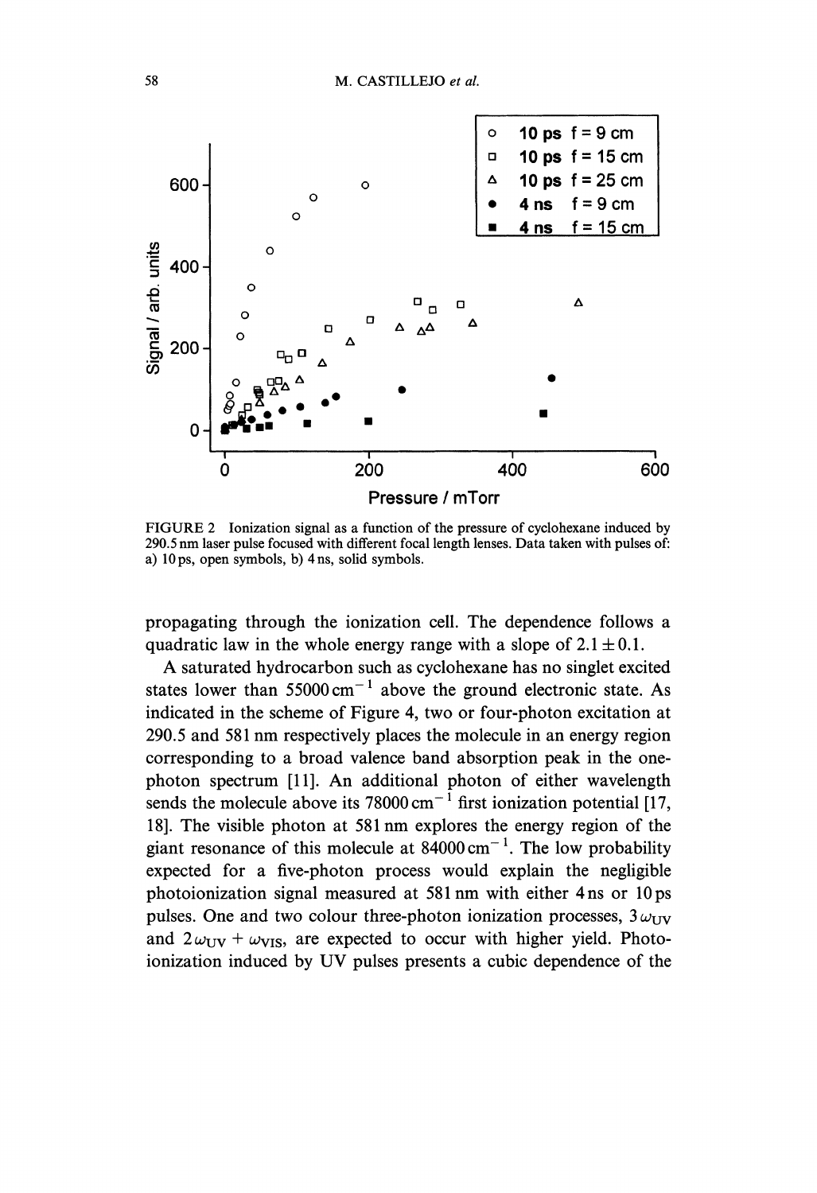FIGURE 2 Ionization signal as a function of the pressure of cyclohexane induced by 290.5 nm laser pulse focused with different focal length lenses. Data taken with pulses of: a) 10 ps, open symbols, b) 4 ns, solid symbols.

propagating through the ionization cell. The dependence follows a quadratic law in the whole energy range with a slope of $2.1 \pm 0.1$.

A saturated hydrocarbon such as cyclohexane has no singlet excited states lower than $55000\,\mathrm{cm}^{-1}$ above the ground electronic state. As indicated in the scheme of Figure 4, two or four-photon excitation at 290.5 and 581 nm respectively places the molecule in an energy region corresponding to a broad valence band absorption peak in the one-photon spectrum [11]. An additional photon of either wavelength sends the molecule above its $78000\,\mathrm{cm}^{-1}$ first ionization potential [17, 18]. The visible photon at 581 nm explores the energy region of the giant resonance of this molecule at $84000\,\mathrm{cm}^{-1}$. The low probability expected for a five-photon process would explain the negligible photoionization signal measured at 581 nm with either 4 ns or 10 ps pulses. One and two colour three-photon ionization processes, $3\,\omega_{\mathrm{UV}}$ and $2\,\omega_{\mathrm{UV}} + \omega_{\mathrm{VIS}}$, are expected to occur with higher yield. Photoionization induced by UV pulses presents a cubic dependence of the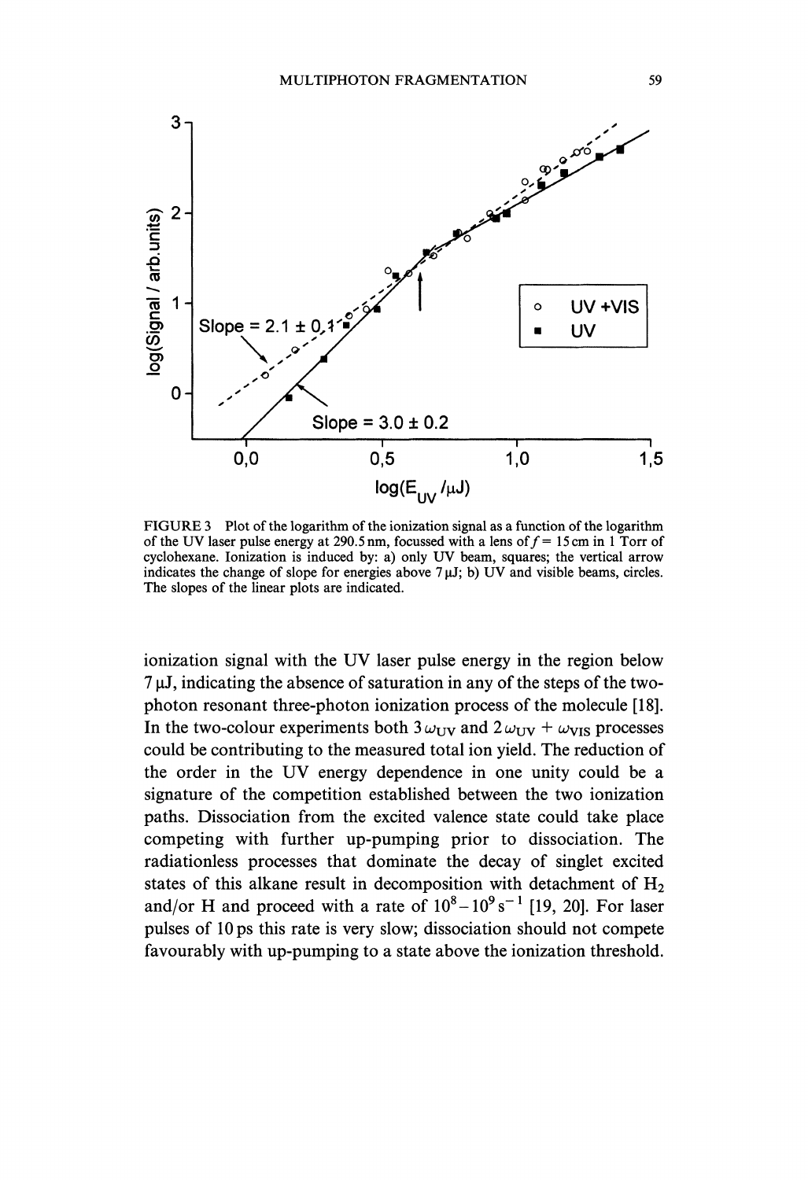FIGURE 3 Plot of the logarithm of the ionization signal as a function of the logarithm of the UV laser pulse energy at 290.5 nm, focussed with a lens of $f = 15$ cm in 1 Torr of cyclohexane. Ionization is induced by: a) only UV beam, squares; the vertical arrow indicates the change of slope for energies above 7 μJ; b) UV and visible beams, circles. The slopes of the linear plots are indicated.

ionization signal with the UV laser pulse energy in the region below 7 μJ, indicating the absence of saturation in any of the steps of the two-photon resonant three-photon ionization process of the molecule [18]. In the two-colour experiments both $3\,\omega_{UV}$ and $2\,\omega_{UV} + \omega_{VIS}$ processes could be contributing to the measured total ion yield. The reduction of the order in the UV energy dependence in one unity could be a signature of the competition established between the two ionization paths. Dissociation from the excited valence state could take place competing with further up-pumping prior to dissociation. The radiationless processes that dominate the decay of singlet excited states of this alkane result in decomposition with detachment of $H_2$ and/or H and proceed with a rate of $10^8 - 10^9\,s^{-1}$ [19, 20]. For laser pulses of 10 ps this rate is very slow; dissociation should not compete favourably with up-pumping to a state above the ionization threshold.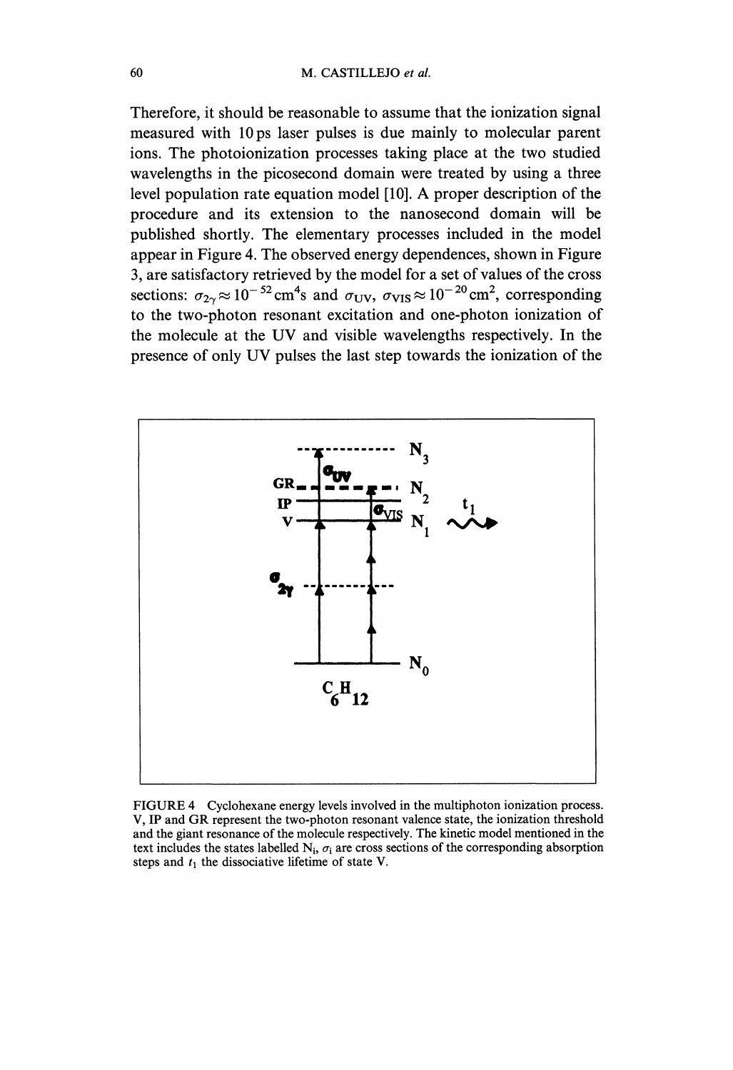Therefore, it should be reasonable to assume that the ionization signal measured with 10 ps laser pulses is due mainly to molecular parent ions. The photoionization processes taking place at the two studied wavelengths in the picosecond domain were treated by using a three level population rate equation model [10]. A proper description of the procedure and its extension to the nanosecond domain will be published shortly. The elementary processes included in the model appear in Figure 4. The observed energy dependences, shown in Figure 3, are satisfactory retrieved by the model for a set of values of the cross sections: $\sigma_{2\gamma} \approx 10^{-52}\,\text{cm}^4\text{s}$ and $\sigma_{UV}$, $\sigma_{VIS} \approx 10^{-20}\,\text{cm}^2$, corresponding to the two-photon resonant excitation and one-photon ionization of the molecule at the UV and visible wavelengths respectively. In the presence of only UV pulses the last step towards the ionization of the

FIGURE 4 Cyclohexane energy levels involved in the multiphoton ionization process. V, IP and GR represent the two-photon resonant valence state, the ionization threshold and the giant resonance of the molecule respectively. The kinetic model mentioned in the text includes the states labelled $N_i$, $\sigma_i$ are cross sections of the corresponding absorption steps and $t_1$ the dissociative lifetime of state V.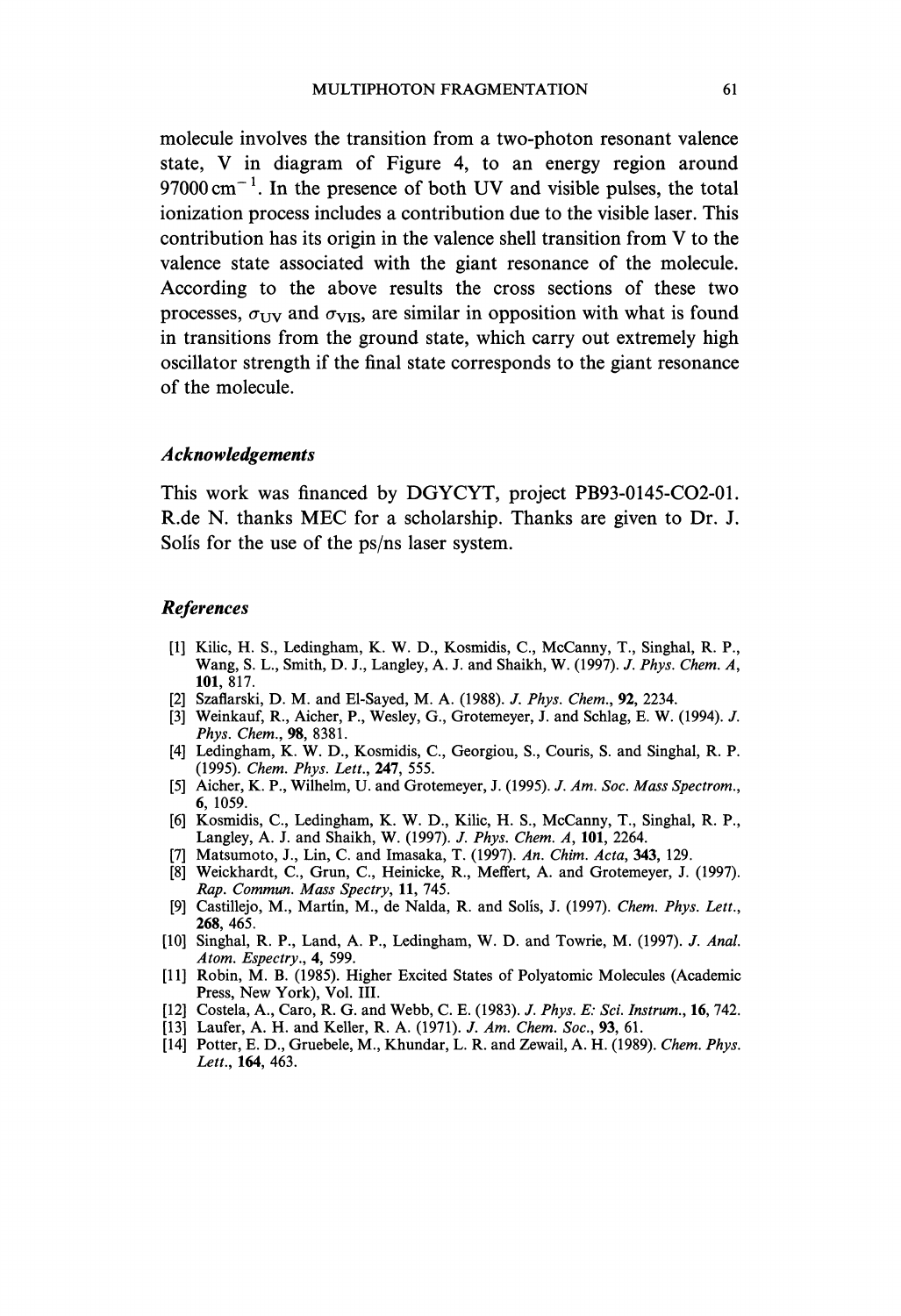molecule involves the transition from a two-photon resonant valence state, V in diagram of Figure 4, to an energy region around 97000 $cm^{-1}$. In the presence of both UV and visible pulses, the total ionization process includes a contribution due to the visible laser. This contribution has its origin in the valence shell transition from V to the valence state associated with the giant resonance of the molecule. According to the above results the cross sections of these two processes, $\sigma_{UV}$ and $\sigma_{VIS}$, are similar in opposition with what is found in transitions from the ground state, which carry out extremely high oscillator strength if the final state corresponds to the giant resonance of the molecule.

### *Acknowledgements*

This work was financed by DGYCYT, project PB93-0145-CO2-01. R.de N. thanks MEC for a scholarship. Thanks are given to Dr. J. Solís for the use of the ps/ns laser system.

### *References*

[1] Kilic, H. S., Ledingham, K. W. D., Kosmidis, C., McCanny, T., Singhal, R. P., Wang, S. L., Smith, D. J., Langley, A. J. and Shaikh, W. (1997). *J. Phys. Chem. A*, **101**, 817.

[2] Szaflarski, D. M. and El-Sayed, M. A. (1988). *J. Phys. Chem.*, **92**, 2234.

[3] Weinkauf, R., Aicher, P., Wesley, G., Grotemeyer, J. and Schlag, E. W. (1994). *J. Phys. Chem.*, **98**, 8381.

[4] Ledingham, K. W. D., Kosmidis, C., Georgiou, S., Couris, S. and Singhal, R. P. (1995). *Chem. Phys. Lett.*, **247**, 555.

[5] Aicher, K. P., Wilhelm, U. and Grotemeyer, J. (1995). *J. Am. Soc. Mass Spectrom.*, **6**, 1059.

[6] Kosmidis, C., Ledingham, K. W. D., Kilic, H. S., McCanny, T., Singhal, R. P., Langley, A. J. and Shaikh, W. (1997). *J. Phys. Chem. A*, **101**, 2264.

[7] Matsumoto, J., Lin, C. and Imasaka, T. (1997). *An. Chim. Acta*, **343**, 129.

[8] Weickhardt, C., Grun, C., Heinicke, R., Meffert, A. and Grotemeyer, J. (1997). *Rap. Commun. Mass Spectry*, **11**, 745.

[9] Castillejo, M., Martín, M., de Nalda, R. and Solís, J. (1997). *Chem. Phys. Lett.*, **268**, 465.

[10] Singhal, R. P., Land, A. P., Ledingham, W. D. and Towrie, M. (1997). *J. Anal. Atom. Espectry.*, **4**, 599.

[11] Robin, M. B. (1985). Higher Excited States of Polyatomic Molecules (Academic Press, New York), Vol. III.

[12] Costela, A., Caro, R. G. and Webb, C. E. (1983). *J. Phys. E: Sci. Instrum.*, **16**, 742.

[13] Laufer, A. H. and Keller, R. A. (1971). *J. Am. Chem. Soc.*, **93**, 61.

[14] Potter, E. D., Gruebele, M., Khundar, L. R. and Zewail, A. H. (1989). *Chem. Phys. Lett.*, **164**, 463.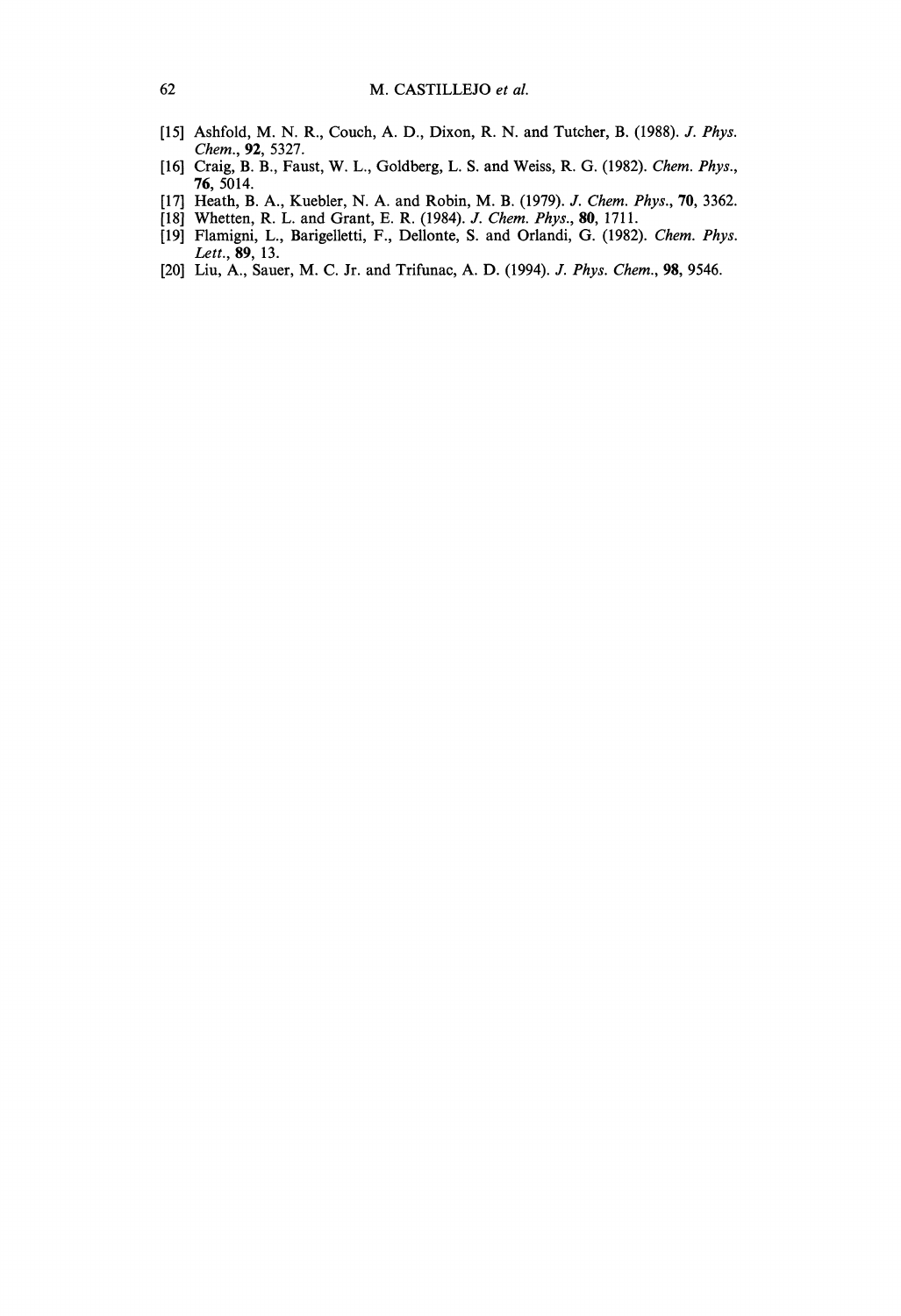[15] Ashfold, M. N. R., Couch, A. D., Dixon, R. N. and Tutcher, B. (1988). *J. Phys. Chem.*, **92**, 5327.

[16] Craig, B. B., Faust, W. L., Goldberg, L. S. and Weiss, R. G. (1982). *Chem. Phys.*, **76**, 5014.

[17] Heath, B. A., Kuebler, N. A. and Robin, M. B. (1979). *J. Chem. Phys.*, **70**, 3362.

[18] Whetten, R. L. and Grant, E. R. (1984). *J. Chem. Phys.*, **80**, 1711.

[19] Flamigni, L., Barigelletti, F., Dellonte, S. and Orlandi, G. (1982). *Chem. Phys. Lett.*, **89**, 13.

[20] Liu, A., Sauer, M. C. Jr. and Trifunac, A. D. (1994). *J. Phys. Chem.*, **98**, 9546.